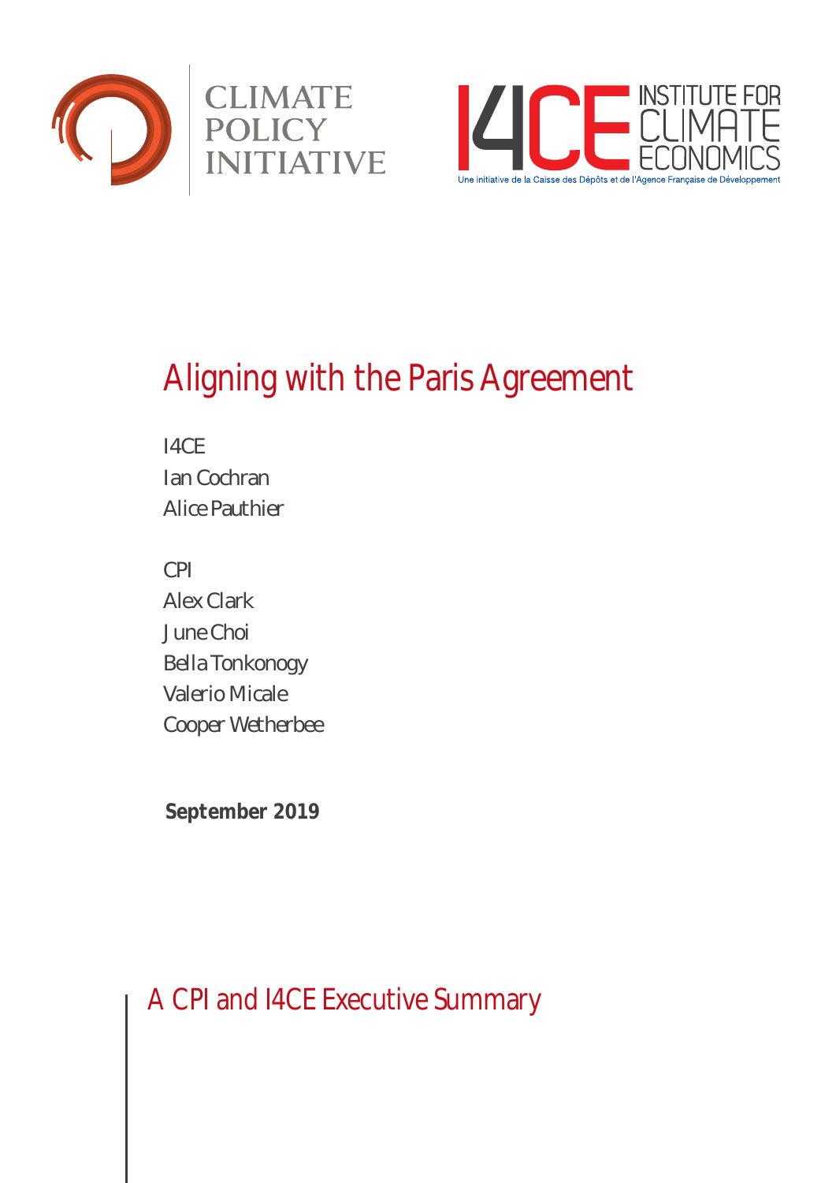CLIMATE POLICY INITIATIVE

I4CE INSTITUTE FOR CLIMATE ECONOMICS

Une initiative de la Caisse des Dépôts et de l'Agence Française de Développement

# Aligning with the Paris Agreement

I4CE
Ian Cochran
Alice Pauthier

CPI
Alex Clark
June Choi
Bella Tonkonogy
Valerio Micale
Cooper Wetherbee

**September 2019**

## A CPI and I4CE Executive Summary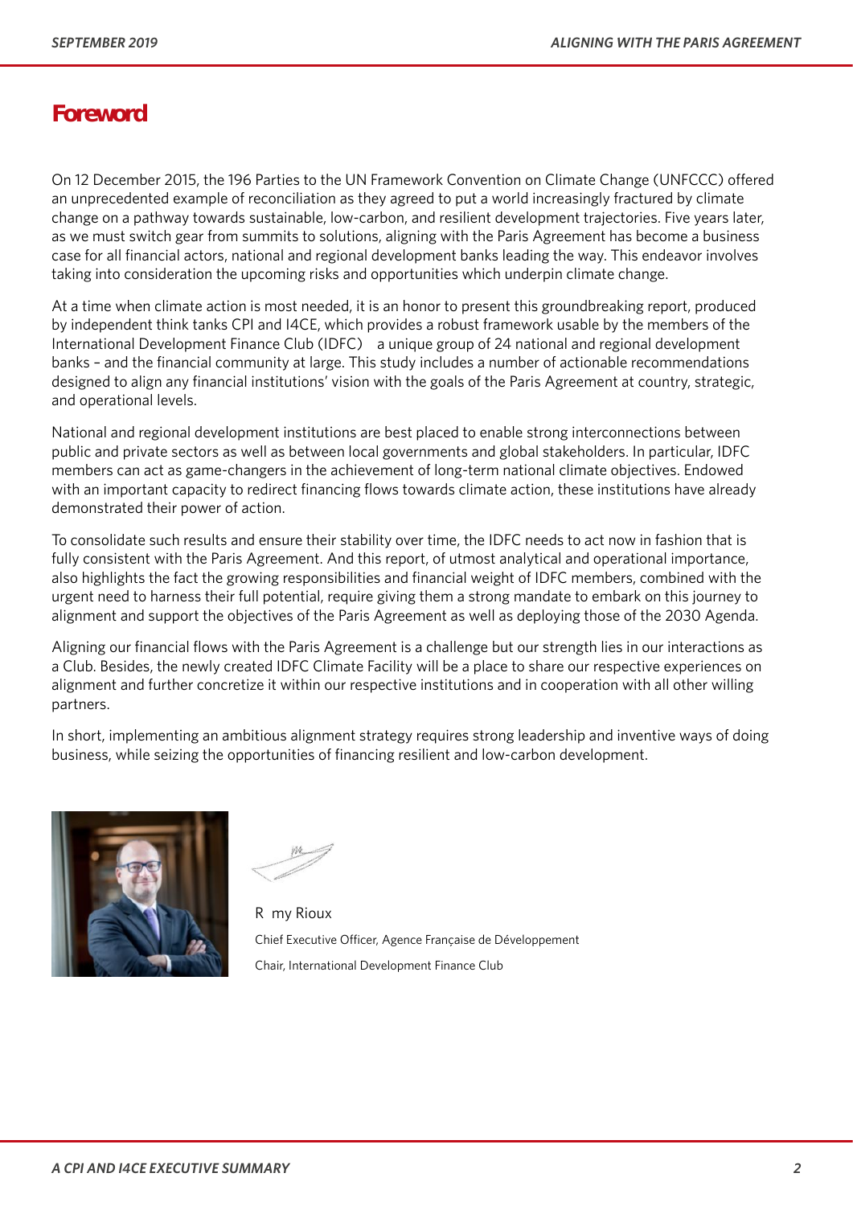# Foreword

On 12 December 2015, the 196 Parties to the UN Framework Convention on Climate Change (UNFCCC) offered an unprecedented example of reconciliation as they agreed to put a world increasingly fractured by climate change on a pathway towards sustainable, low-carbon, and resilient development trajectories. Five years later, as we must switch gear from summits to solutions, aligning with the Paris Agreement has become a business case for all financial actors, national and regional development banks leading the way. This endeavor involves taking into consideration the upcoming risks and opportunities which underpin climate change.

At a time when climate action is most needed, it is an honor to present this groundbreaking report, produced by independent think tanks CPI and I4CE, which provides a robust framework usable by the members of the International Development Finance Club (IDFC)  a unique group of 24 national and regional development banks – and the financial community at large. This study includes a number of actionable recommendations designed to align any financial institutions' vision with the goals of the Paris Agreement at country, strategic, and operational levels.

National and regional development institutions are best placed to enable strong interconnections between public and private sectors as well as between local governments and global stakeholders. In particular, IDFC members can act as game-changers in the achievement of long-term national climate objectives. Endowed with an important capacity to redirect financing flows towards climate action, these institutions have already demonstrated their power of action.

To consolidate such results and ensure their stability over time, the IDFC needs to act now in fashion that is fully consistent with the Paris Agreement. And this report, of utmost analytical and operational importance, also highlights the fact the growing responsibilities and financial weight of IDFC members, combined with the urgent need to harness their full potential, require giving them a strong mandate to embark on this journey to alignment and support the objectives of the Paris Agreement as well as deploying those of the 2030 Agenda.

Aligning our financial flows with the Paris Agreement is a challenge but our strength lies in our interactions as a Club. Besides, the newly created IDFC Climate Facility will be a place to share our respective experiences on alignment and further concretize it within our respective institutions and in cooperation with all other willing partners.

In short, implementing an ambitious alignment strategy requires strong leadership and inventive ways of doing business, while seizing the opportunities of financing resilient and low-carbon development.

R my Rioux

Chief Executive Officer, Agence Française de Développement

Chair, International Development Finance Club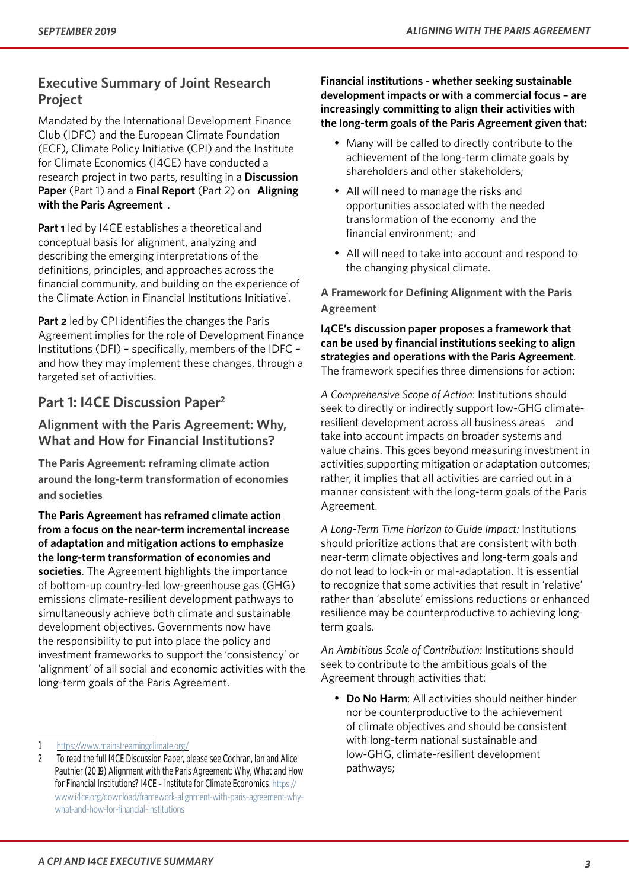## Executive Summary of Joint Research Project

Mandated by the International Development Finance Club (IDFC) and the European Climate Foundation (ECF), Climate Policy Initiative (CPI) and the Institute for Climate Economics (I4CE) have conducted a research project in two parts, resulting in a **Discussion Paper** (Part 1) and a **Final Report** (Part 2) on **Aligning with the Paris Agreement**.

**Part 1** led by I4CE establishes a theoretical and conceptual basis for alignment, analyzing and describing the emerging interpretations of the definitions, principles, and approaches across the financial community, and building on the experience of the Climate Action in Financial Institutions Initiative[1].

**Part 2** led by CPI identifies the changes the Paris Agreement implies for the role of Development Finance Institutions (DFI) – specifically, members of the IDFC – and how they may implement these changes, through a targeted set of activities.

## Part 1: I4CE Discussion Paper[2]

### Alignment with the Paris Agreement: Why, What and How for Financial Institutions?

#### The Paris Agreement: reframing climate action around the long-term transformation of economies and societies

**The Paris Agreement has reframed climate action from a focus on the near-term incremental increase of adaptation and mitigation actions to emphasize the long-term transformation of economies and societies**. The Agreement highlights the importance of bottom-up country-led low-greenhouse gas (GHG) emissions climate-resilient development pathways to simultaneously achieve both climate and sustainable development objectives. Governments now have the responsibility to put into place the policy and investment frameworks to support the 'consistency' or 'alignment' of all social and economic activities with the long-term goals of the Paris Agreement.

**Financial institutions - whether seeking sustainable development impacts or with a commercial focus – are increasingly committing to align their activities with the long-term goals of the Paris Agreement given that:**

- Many will be called to directly contribute to the achievement of the long-term climate goals by shareholders and other stakeholders;
- All will need to manage the risks and opportunities associated with the needed transformation of the economy and the financial environment; and
- All will need to take into account and respond to the changing physical climate.

#### A Framework for Defining Alignment with the Paris Agreement

**I4CE's discussion paper proposes a framework that can be used by financial institutions seeking to align strategies and operations with the Paris Agreement**. The framework specifies three dimensions for action:

*A Comprehensive Scope of Action*: Institutions should seek to directly or indirectly support low-GHG climate-resilient development across all business areas and take into account impacts on broader systems and value chains. This goes beyond measuring investment in activities supporting mitigation or adaptation outcomes; rather, it implies that all activities are carried out in a manner consistent with the long-term goals of the Paris Agreement.

*A Long-Term Time Horizon to Guide Impact:* Institutions should prioritize actions that are consistent with both near-term climate objectives and long-term goals and do not lead to lock-in or mal-adaptation. It is essential to recognize that some activities that result in 'relative' rather than 'absolute' emissions reductions or enhanced resilience may be counterproductive to achieving long-term goals.

*An Ambitious Scale of Contribution:* Institutions should seek to contribute to the ambitious goals of the Agreement through activities that:

- **Do No Harm**: All activities should neither hinder nor be counterproductive to the achievement of climate objectives and should be consistent with long-term national sustainable and low-GHG, climate-resilient development pathways;

---

1 https://www.mainstreamingclimate.org/

2 To read the full I4CE Discussion Paper, please see Cochran, Ian and Alice Pauthier (2019) Alignment with the Paris Agreement: Why, What and How for Financial Institutions? I4CE – Institute for Climate Economics. https://www.i4ce.org/download/framework-alignment-with-paris-agreement-why-what-and-how-for-financial-institutions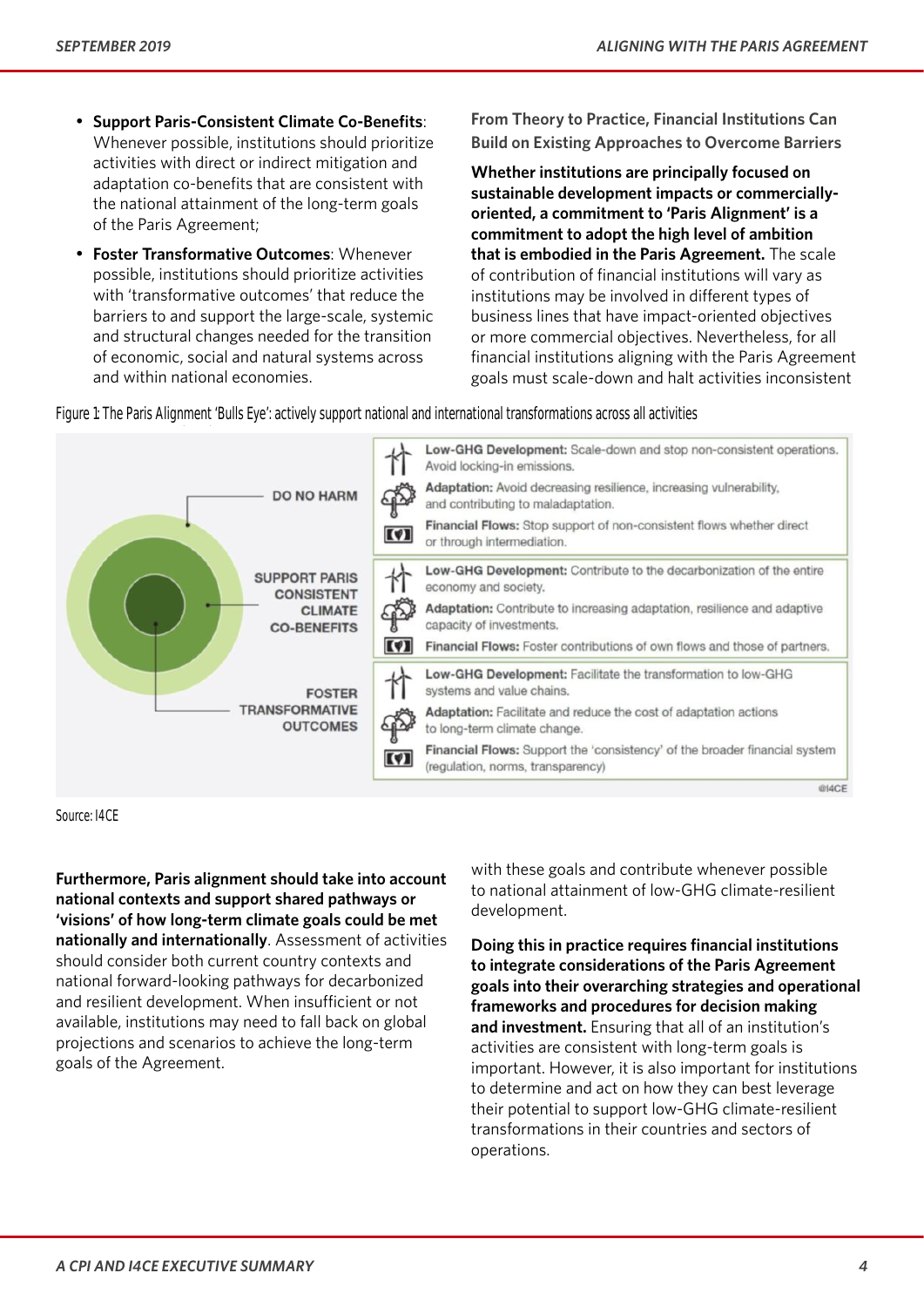- **Support Paris-Consistent Climate Co-Benefits**: Whenever possible, institutions should prioritize activities with direct or indirect mitigation and adaptation co-benefits that are consistent with the national attainment of the long-term goals of the Paris Agreement;
- **Foster Transformative Outcomes**: Whenever possible, institutions should prioritize activities with 'transformative outcomes' that reduce the barriers to and support the large-scale, systemic and structural changes needed for the transition of economic, social and natural systems across and within national economies.

### From Theory to Practice, Financial Institutions Can Build on Existing Approaches to Overcome Barriers

**Whether institutions are principally focused on sustainable development impacts or commercially-oriented, a commitment to 'Paris Alignment' is a commitment to adopt the high level of ambition that is embodied in the Paris Agreement.** The scale of contribution of financial institutions will vary as institutions may be involved in different types of business lines that have impact-oriented objectives or more commercial objectives. Nevertheless, for all financial institutions aligning with the Paris Agreement goals must scale-down and halt activities inconsistent with these goals and contribute whenever possible to national attainment of low-GHG climate-resilient development.

Figure 1: The Paris Alignment 'Bulls Eye': actively support national and international transformations across all activities

| | |
|---|---|
| **DO NO HARM** | **Low-GHG Development:** Scale-down and stop non-consistent operations. Avoid locking-in emissions.<br>**Adaptation:** Avoid decreasing resilience, increasing vulnerability, and contributing to maladaptation.<br>**Financial Flows:** Stop support of non-consistent flows whether direct or through intermediation. |
| **SUPPORT PARIS CONSISTENT CLIMATE CO-BENEFITS** | **Low-GHG Development:** Contribute to the decarbonization of the entire economy and society.<br>**Adaptation:** Contribute to increasing adaptation, resilience and adaptive capacity of investments.<br>**Financial Flows:** Foster contributions of own flows and those of partners. |
| **FOSTER TRANSFORMATIVE OUTCOMES** | **Low-GHG Development:** Facilitate the transformation to low-GHG systems and value chains.<br>**Adaptation:** Facilitate and reduce the cost of adaptation actions to long-term climate change.<br>**Financial Flows:** Support the 'consistency' of the broader financial system (regulation, norms, transparency) |

©I4CE

Source: I4CE

**Furthermore, Paris alignment should take into account national contexts and support shared pathways or 'visions' of how long-term climate goals could be met nationally and internationally**. Assessment of activities should consider both current country contexts and national forward-looking pathways for decarbonized and resilient development. When insufficient or not available, institutions may need to fall back on global projections and scenarios to achieve the long-term goals of the Agreement.

**Doing this in practice requires financial institutions to integrate considerations of the Paris Agreement goals into their overarching strategies and operational frameworks and procedures for decision making and investment.** Ensuring that all of an institution's activities are consistent with long-term goals is important. However, it is also important for institutions to determine and act on how they can best leverage their potential to support low-GHG climate-resilient transformations in their countries and sectors of operations.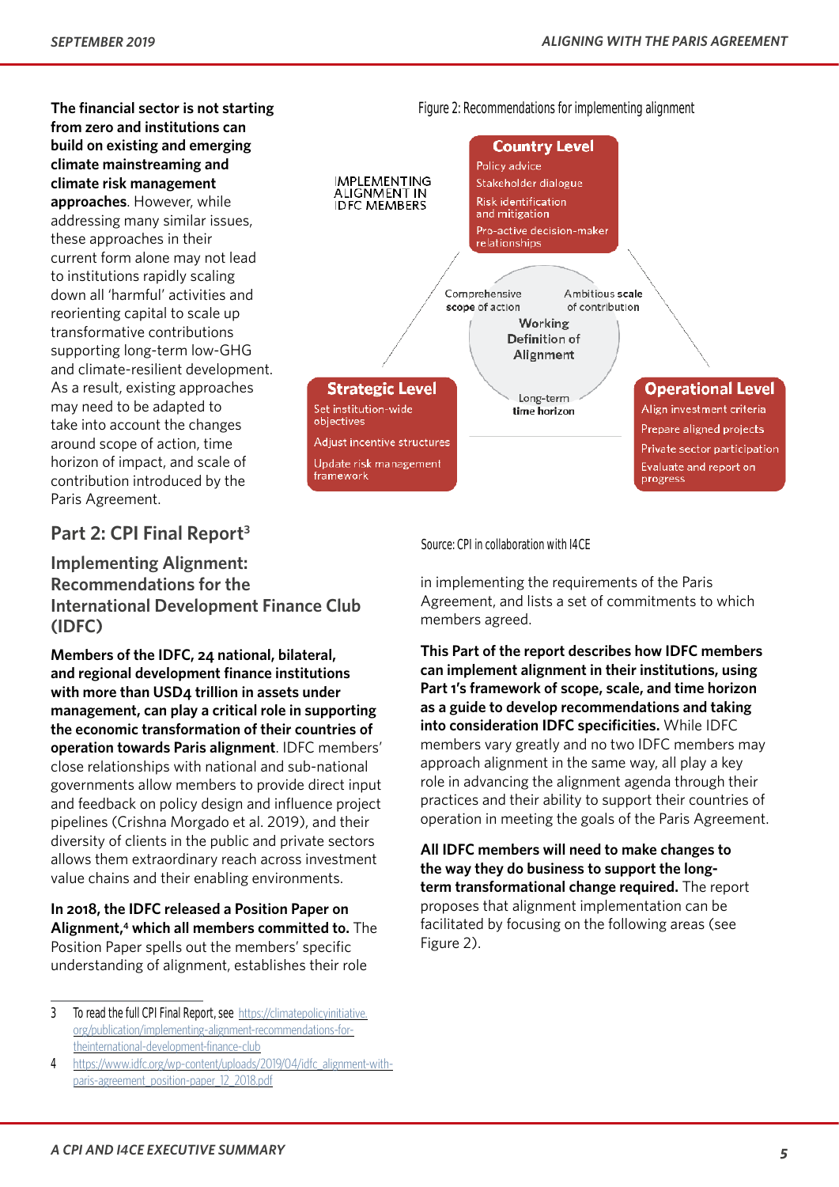**The financial sector is not starting from zero and institutions can build on existing and emerging climate mainstreaming and climate risk management approaches**. However, while addressing many similar issues, these approaches in their current form alone may not lead to institutions rapidly scaling down all 'harmful' activities and reorienting capital to scale up transformative contributions supporting long-term low-GHG and climate-resilient development. As a result, existing approaches may need to be adapted to take into account the changes around scope of action, time horizon of impact, and scale of contribution introduced by the Paris Agreement.

Figure 2: Recommendations for implementing alignment

IMPLEMENTING ALIGNMENT IN IDFC MEMBERS

**Country Level**
- Policy advice
- Stakeholder dialogue
- Risk identification and mitigation
- Pro-active decision-maker relationships

**Working Definition of Alignment**
- Comprehensive scope of action
- Ambitious scale of contribution
- Long-term time horizon

**Strategic Level**
- Set institution-wide objectives
- Adjust incentive structures
- Update risk management framework

**Operational Level**
- Align investment criteria
- Prepare aligned projects
- Private sector participation
- Evaluate and report on progress

Source: CPI in collaboration with I4CE

## Part 2: CPI Final Report[3]

### Implementing Alignment: Recommendations for the International Development Finance Club (IDFC)

**Members of the IDFC, 24 national, bilateral, and regional development finance institutions with more than USD4 trillion in assets under management, can play a critical role in supporting the economic transformation of their countries of operation towards Paris alignment**. IDFC members' close relationships with national and sub-national governments allow members to provide direct input and feedback on policy design and influence project pipelines (Crishna Morgado et al. 2019), and their diversity of clients in the public and private sectors allows them extraordinary reach across investment value chains and their enabling environments.

**In 2018, the IDFC released a Position Paper on Alignment,[4] which all members committed to.** The Position Paper spells out the members' specific understanding of alignment, establishes their role in implementing the requirements of the Paris Agreement, and lists a set of commitments to which members agreed.

**This Part of the report describes how IDFC members can implement alignment in their institutions, using Part 1's framework of scope, scale, and time horizon as a guide to develop recommendations and taking into consideration IDFC specificities.** While IDFC members vary greatly and no two IDFC members may approach alignment in the same way, all play a key role in advancing the alignment agenda through their practices and their ability to support their countries of operation in meeting the goals of the Paris Agreement.

**All IDFC members will need to make changes to the way they do business to support the long-term transformational change required.** The report proposes that alignment implementation can be facilitated by focusing on the following areas (see Figure 2).

---

3 To read the full CPI Final Report, see https://climatepolicyinitiative.org/publication/implementing-alignment-recommendations-for-theinternational-development-finance-club

4 https://www.idfc.org/wp-content/uploads/2019/04/idfc_alignment-with-paris-agreement_position-paper_12_2018.pdf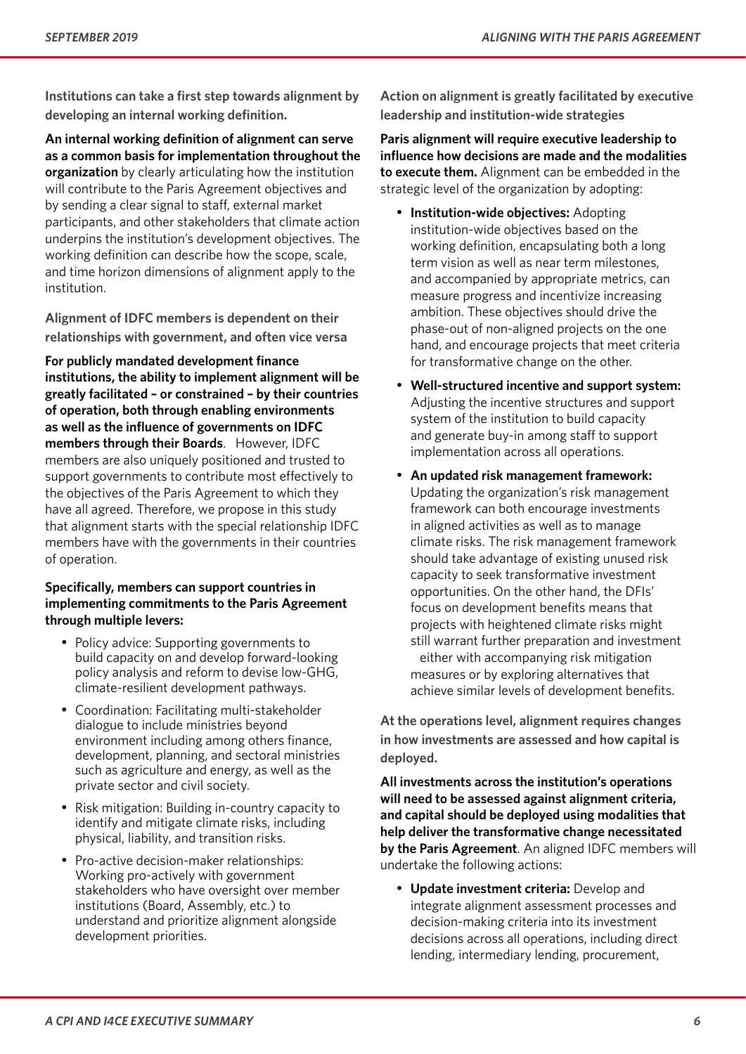### Institutions can take a first step towards alignment by developing an internal working definition.

**An internal working definition of alignment can serve as a common basis for implementation throughout the organization** by clearly articulating how the institution will contribute to the Paris Agreement objectives and by sending a clear signal to staff, external market participants, and other stakeholders that climate action underpins the institution's development objectives. The working definition can describe how the scope, scale, and time horizon dimensions of alignment apply to the institution.

### Alignment of IDFC members is dependent on their relationships with government, and often vice versa

**For publicly mandated development finance institutions, the ability to implement alignment will be greatly facilitated – or constrained – by their countries of operation, both through enabling environments as well as the influence of governments on IDFC members through their Boards**. However, IDFC members are also uniquely positioned and trusted to support governments to contribute most effectively to the objectives of the Paris Agreement to which they have all agreed. Therefore, we propose in this study that alignment starts with the special relationship IDFC members have with the governments in their countries of operation.

**Specifically, members can support countries in implementing commitments to the Paris Agreement through multiple levers:**

- Policy advice: Supporting governments to build capacity on and develop forward-looking policy analysis and reform to devise low-GHG, climate-resilient development pathways.
- Coordination: Facilitating multi-stakeholder dialogue to include ministries beyond environment including among others finance, development, planning, and sectoral ministries such as agriculture and energy, as well as the private sector and civil society.
- Risk mitigation: Building in-country capacity to identify and mitigate climate risks, including physical, liability, and transition risks.
- Pro-active decision-maker relationships: Working pro-actively with government stakeholders who have oversight over member institutions (Board, Assembly, etc.) to understand and prioritize alignment alongside development priorities.

### Action on alignment is greatly facilitated by executive leadership and institution-wide strategies

**Paris alignment will require executive leadership to influence how decisions are made and the modalities to execute them.** Alignment can be embedded in the strategic level of the organization by adopting:

- **Institution-wide objectives:** Adopting institution-wide objectives based on the working definition, encapsulating both a long term vision as well as near term milestones, and accompanied by appropriate metrics, can measure progress and incentivize increasing ambition. These objectives should drive the phase-out of non-aligned projects on the one hand, and encourage projects that meet criteria for transformative change on the other.
- **Well-structured incentive and support system:** Adjusting the incentive structures and support system of the institution to build capacity and generate buy-in among staff to support implementation across all operations.
- **An updated risk management framework:** Updating the organization's risk management framework can both encourage investments in aligned activities as well as to manage climate risks. The risk management framework should take advantage of existing unused risk capacity to seek transformative investment opportunities. On the other hand, the DFIs' focus on development benefits means that projects with heightened climate risks might still warrant further preparation and investment either with accompanying risk mitigation measures or by exploring alternatives that achieve similar levels of development benefits.

### At the operations level, alignment requires changes in how investments are assessed and how capital is deployed.

**All investments across the institution's operations will need to be assessed against alignment criteria, and capital should be deployed using modalities that help deliver the transformative change necessitated by the Paris Agreement**. An aligned IDFC members will undertake the following actions:

- **Update investment criteria:** Develop and integrate alignment assessment processes and decision-making criteria into its investment decisions across all operations, including direct lending, intermediary lending, procurement,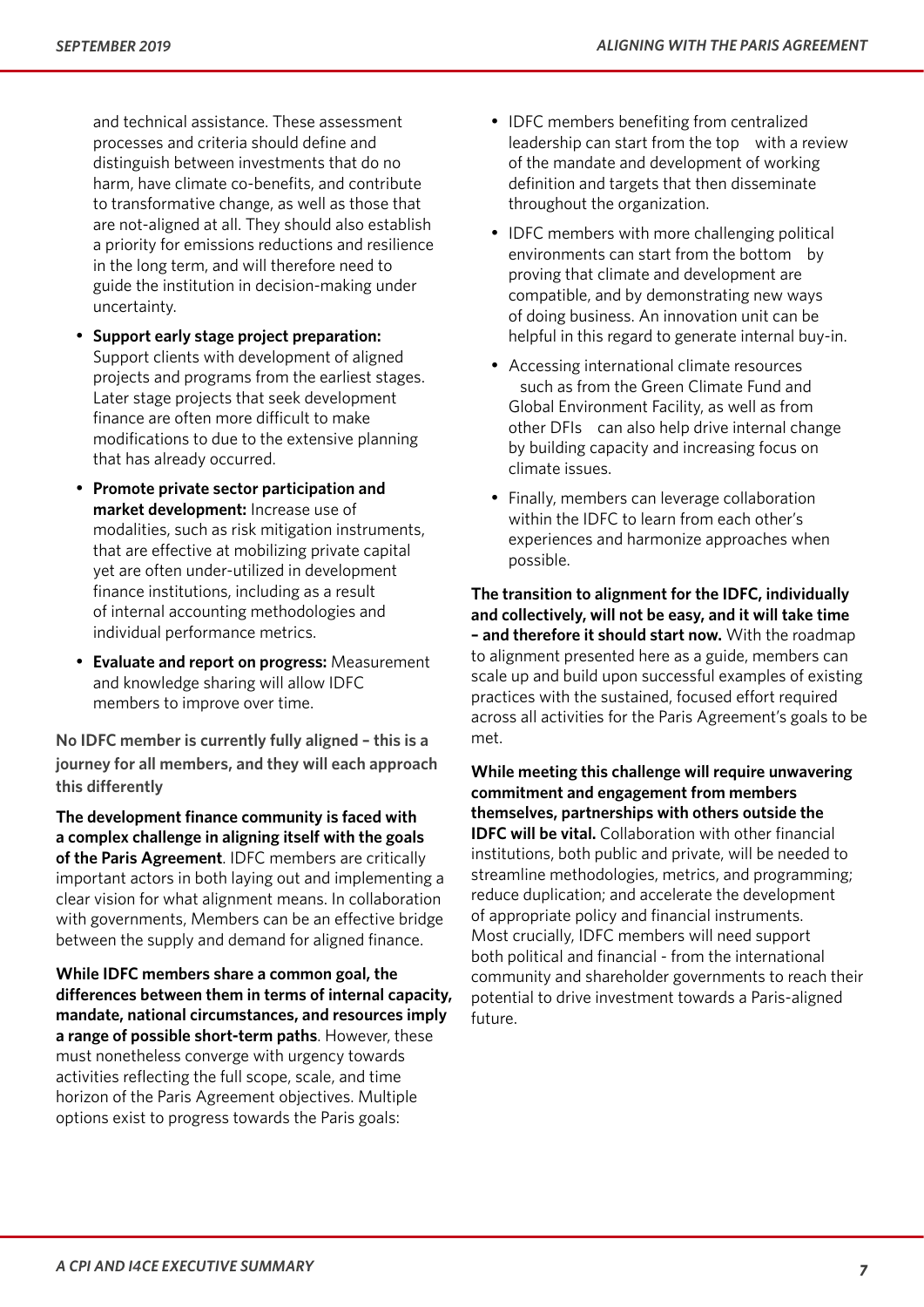and technical assistance. These assessment processes and criteria should define and distinguish between investments that do no harm, have climate co-benefits, and contribute to transformative change, as well as those that are not-aligned at all. They should also establish a priority for emissions reductions and resilience in the long term, and will therefore need to guide the institution in decision-making under uncertainty.

- **Support early stage project preparation:** Support clients with development of aligned projects and programs from the earliest stages. Later stage projects that seek development finance are often more difficult to make modifications to due to the extensive planning that has already occurred.
- **Promote private sector participation and market development:** Increase use of modalities, such as risk mitigation instruments, that are effective at mobilizing private capital yet are often under-utilized in development finance institutions, including as a result of internal accounting methodologies and individual performance metrics.
- **Evaluate and report on progress:** Measurement and knowledge sharing will allow IDFC members to improve over time.

**No IDFC member is currently fully aligned – this is a journey for all members, and they will each approach this differently**

**The development finance community is faced with a complex challenge in aligning itself with the goals of the Paris Agreement**. IDFC members are critically important actors in both laying out and implementing a clear vision for what alignment means. In collaboration with governments, Members can be an effective bridge between the supply and demand for aligned finance.

**While IDFC members share a common goal, the differences between them in terms of internal capacity, mandate, national circumstances, and resources imply a range of possible short-term paths**. However, these must nonetheless converge with urgency towards activities reflecting the full scope, scale, and time horizon of the Paris Agreement objectives. Multiple options exist to progress towards the Paris goals:

- IDFC members benefiting from centralized leadership can start from the top with a review of the mandate and development of working definition and targets that then disseminate throughout the organization.
- IDFC members with more challenging political environments can start from the bottom by proving that climate and development are compatible, and by demonstrating new ways of doing business. An innovation unit can be helpful in this regard to generate internal buy-in.
- Accessing international climate resources such as from the Green Climate Fund and Global Environment Facility, as well as from other DFIs can also help drive internal change by building capacity and increasing focus on climate issues.
- Finally, members can leverage collaboration within the IDFC to learn from each other's experiences and harmonize approaches when possible.

**The transition to alignment for the IDFC, individually and collectively, will not be easy, and it will take time – and therefore it should start now.** With the roadmap to alignment presented here as a guide, members can scale up and build upon successful examples of existing practices with the sustained, focused effort required across all activities for the Paris Agreement's goals to be met.

**While meeting this challenge will require unwavering commitment and engagement from members themselves, partnerships with others outside the IDFC will be vital.** Collaboration with other financial institutions, both public and private, will be needed to streamline methodologies, metrics, and programming; reduce duplication; and accelerate the development of appropriate policy and financial instruments. Most crucially, IDFC members will need support both political and financial - from the international community and shareholder governments to reach their potential to drive investment towards a Paris-aligned future.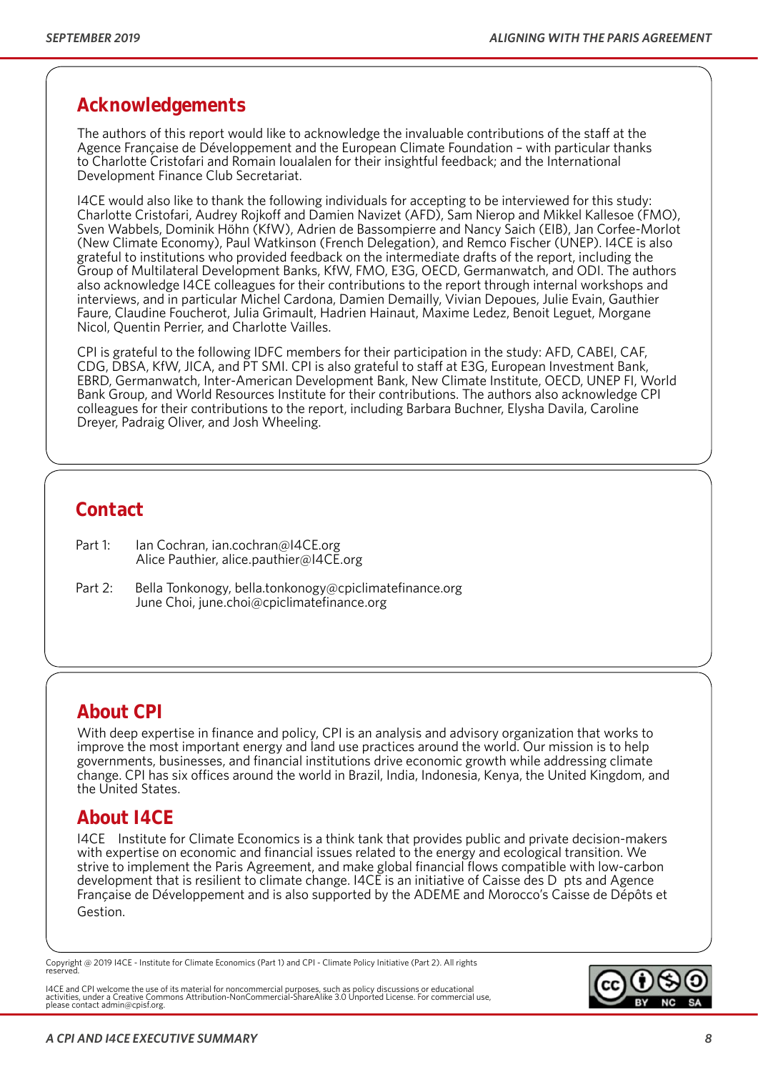## Acknowledgements

The authors of this report would like to acknowledge the invaluable contributions of the staff at the Agence Française de Développement and the European Climate Foundation – with particular thanks to Charlotte Cristofari and Romain Ioualalen for their insightful feedback; and the International Development Finance Club Secretariat.

I4CE would also like to thank the following individuals for accepting to be interviewed for this study: Charlotte Cristofari, Audrey Rojkoff and Damien Navizet (AFD), Sam Nierop and Mikkel Kallesoe (FMO), Sven Wabbels, Dominik Höhn (KfW), Adrien de Bassompierre and Nancy Saich (EIB), Jan Corfee-Morlot (New Climate Economy), Paul Watkinson (French Delegation), and Remco Fischer (UNEP). I4CE is also grateful to institutions who provided feedback on the intermediate drafts of the report, including the Group of Multilateral Development Banks, KfW, FMO, E3G, OECD, Germanwatch, and ODI. The authors also acknowledge I4CE colleagues for their contributions to the report through internal workshops and interviews, and in particular Michel Cardona, Damien Demailly, Vivian Depoues, Julie Evain, Gauthier Faure, Claudine Foucherot, Julia Grimault, Hadrien Hainaut, Maxime Ledez, Benoit Leguet, Morgane Nicol, Quentin Perrier, and Charlotte Vailles.

CPI is grateful to the following IDFC members for their participation in the study: AFD, CABEI, CAF, CDG, DBSA, KfW, JICA, and PT SMI. CPI is also grateful to staff at E3G, European Investment Bank, EBRD, Germanwatch, Inter-American Development Bank, New Climate Institute, OECD, UNEP FI, World Bank Group, and World Resources Institute for their contributions. The authors also acknowledge CPI colleagues for their contributions to the report, including Barbara Buchner, Elysha Davila, Caroline Dreyer, Padraig Oliver, and Josh Wheeling.

## Contact

Part 1: Ian Cochran, ian.cochran@I4CE.org
Alice Pauthier, alice.pauthier@I4CE.org

Part 2: Bella Tonkonogy, bella.tonkonogy@cpiclimatefinance.org
June Choi, june.choi@cpiclimatefinance.org

## About CPI

With deep expertise in finance and policy, CPI is an analysis and advisory organization that works to improve the most important energy and land use practices around the world. Our mission is to help governments, businesses, and financial institutions drive economic growth while addressing climate change. CPI has six offices around the world in Brazil, India, Indonesia, Kenya, the United Kingdom, and the United States.

## About I4CE

I4CE Institute for Climate Economics is a think tank that provides public and private decision-makers with expertise on economic and financial issues related to the energy and ecological transition. We strive to implement the Paris Agreement, and make global financial flows compatible with low-carbon development that is resilient to climate change. I4CE is an initiative of Caisse des D pts and Agence Française de Développement and is also supported by the ADEME and Morocco's Caisse de Dépôts et Gestion.

Copyright @ 2019 I4CE - Institute for Climate Economics (Part 1) and CPI - Climate Policy Initiative (Part 2). All rights reserved.

I4CE and CPI welcome the use of its material for noncommercial purposes, such as policy discussions or educational activities, under a Creative Commons Attribution-NonCommercial-ShareAlike 3.0 Unported License. For commercial use, please contact admin@cpisf.org.